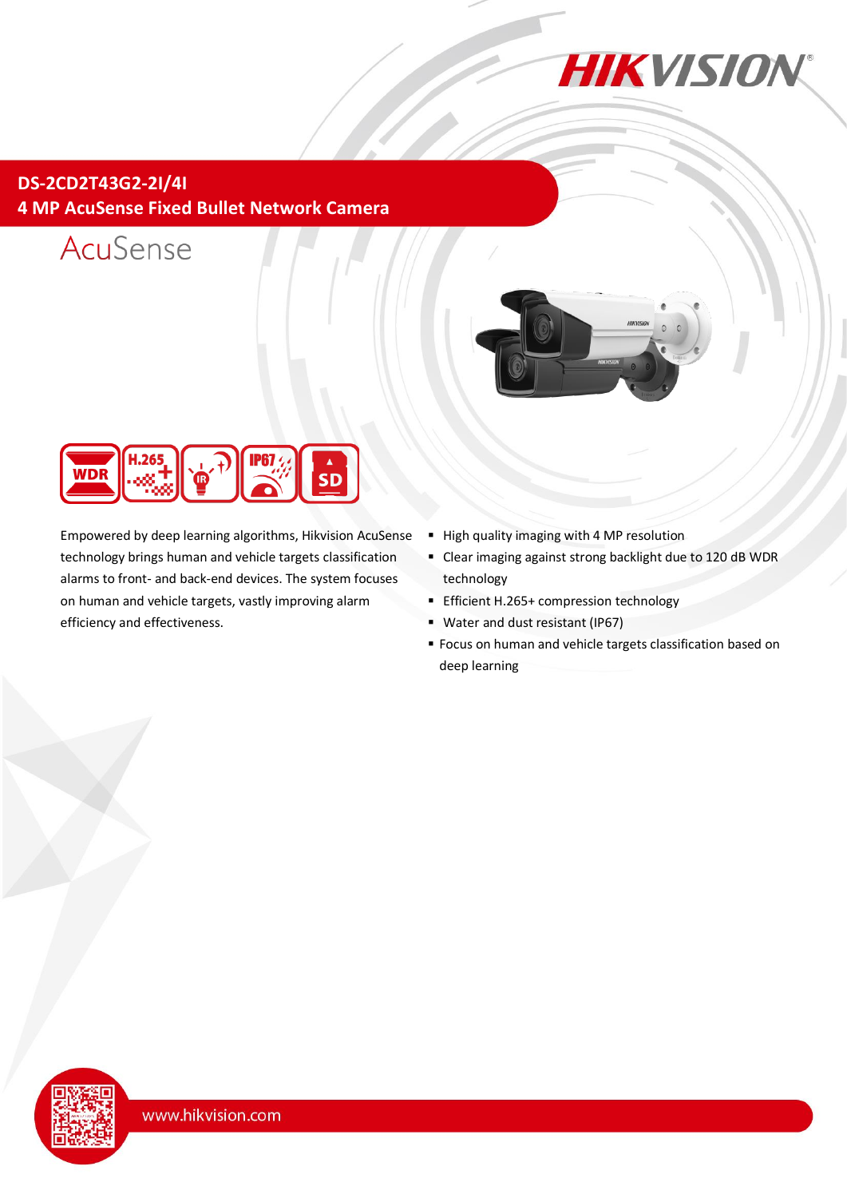# DS-2CD2T43G2-2I/4I

## 4 MP AcuSense Fixed Bullet Network Camera

AcuSense

Empowered by deep learning algorithms, Hikvision AcuSense technology brings human and vehicle targets classification alarms to front- and back-end devices. The system focuses on human and vehicle targets, vastly improving alarm efficiency and effectiveness.

- High quality imaging with 4 MP resolution
- Clear imaging against strong backlight due to 120 dB WDR technology
- Efficient H.265+ compression technology
- Water and dust resistant (IP67)
- Focus on human and vehicle targets classification based on deep learning

www.hikvision.com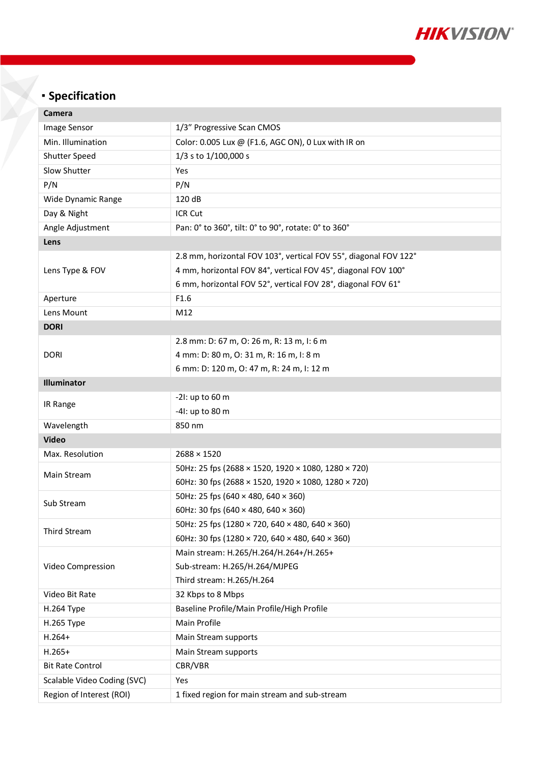## Specification

| Camera | |
|---|---|
| Image Sensor | 1/3" Progressive Scan CMOS |
| Min. Illumination | Color: 0.005 Lux @ (F1.6, AGC ON), 0 Lux with IR on |
| Shutter Speed | 1/3 s to 1/100,000 s |
| Slow Shutter | Yes |
| P/N | P/N |
| Wide Dynamic Range | 120 dB |
| Day & Night | ICR Cut |
| Angle Adjustment | Pan: 0° to 360°, tilt: 0° to 90°, rotate: 0° to 360° |
| **Lens** | |
| Lens Type & FOV | 2.8 mm, horizontal FOV 103°, vertical FOV 55°, diagonal FOV 122°<br>4 mm, horizontal FOV 84°, vertical FOV 45°, diagonal FOV 100°<br>6 mm, horizontal FOV 52°, vertical FOV 28°, diagonal FOV 61° |
| Aperture | F1.6 |
| Lens Mount | M12 |
| **DORI** | |
| DORI | 2.8 mm: D: 67 m, O: 26 m, R: 13 m, I: 6 m<br>4 mm: D: 80 m, O: 31 m, R: 16 m, I: 8 m<br>6 mm: D: 120 m, O: 47 m, R: 24 m, I: 12 m |
| **Illuminator** | |
| IR Range | -2I: up to 60 m<br>-4I: up to 80 m |
| Wavelength | 850 nm |
| **Video** | |
| Max. Resolution | 2688 × 1520 |
| Main Stream | 50Hz: 25 fps (2688 × 1520, 1920 × 1080, 1280 × 720)<br>60Hz: 30 fps (2688 × 1520, 1920 × 1080, 1280 × 720) |
| Sub Stream | 50Hz: 25 fps (640 × 480, 640 × 360)<br>60Hz: 30 fps (640 × 480, 640 × 360) |
| Third Stream | 50Hz: 25 fps (1280 × 720, 640 × 480, 640 × 360)<br>60Hz: 30 fps (1280 × 720, 640 × 480, 640 × 360) |
| Video Compression | Main stream: H.265/H.264/H.264+/H.265+<br>Sub-stream: H.265/H.264/MJPEG<br>Third stream: H.265/H.264 |
| Video Bit Rate | 32 Kbps to 8 Mbps |
| H.264 Type | Baseline Profile/Main Profile/High Profile |
| H.265 Type | Main Profile |
| H.264+ | Main Stream supports |
| H.265+ | Main Stream supports |
| Bit Rate Control | CBR/VBR |
| Scalable Video Coding (SVC) | Yes |
| Region of Interest (ROI) | 1 fixed region for main stream and sub-stream |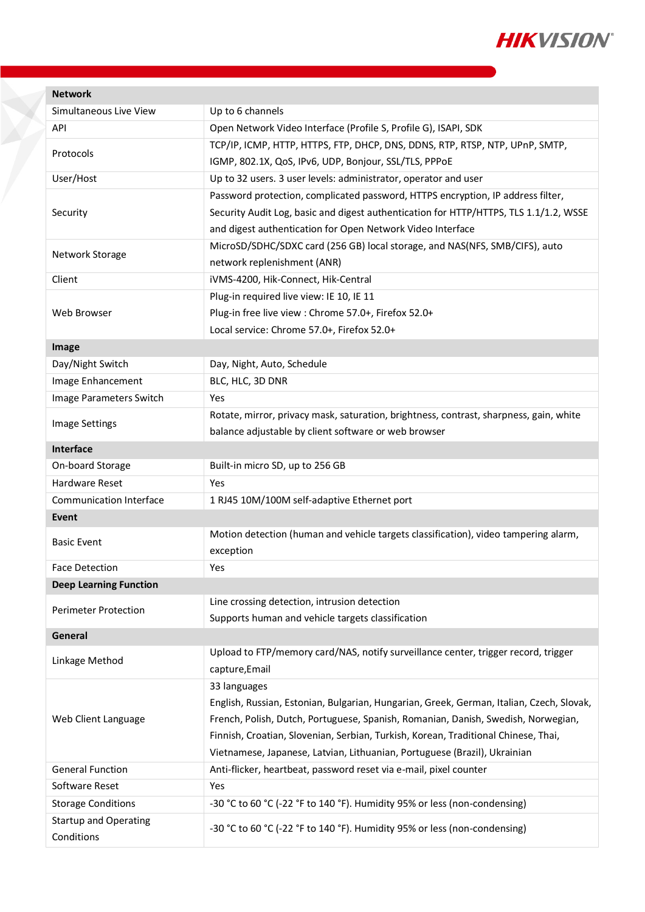| Network | |
|---|---|
| Simultaneous Live View | Up to 6 channels |
| API | Open Network Video Interface (Profile S, Profile G), ISAPI, SDK |
| Protocols | TCP/IP, ICMP, HTTP, HTTPS, FTP, DHCP, DNS, DDNS, RTP, RTSP, NTP, UPnP, SMTP, IGMP, 802.1X, QoS, IPv6, UDP, Bonjour, SSL/TLS, PPPoE |
| User/Host | Up to 32 users. 3 user levels: administrator, operator and user |
| Security | Password protection, complicated password, HTTPS encryption, IP address filter, Security Audit Log, basic and digest authentication for HTTP/HTTPS, TLS 1.1/1.2, WSSE and digest authentication for Open Network Video Interface |
| Network Storage | MicroSD/SDHC/SDXC card (256 GB) local storage, and NAS(NFS, SMB/CIFS), auto network replenishment (ANR) |
| Client | iVMS-4200, Hik-Connect, Hik-Central |
| Web Browser | Plug-in required live view: IE 10, IE 11<br>Plug-in free live view : Chrome 57.0+, Firefox 52.0+<br>Local service: Chrome 57.0+, Firefox 52.0+ |
| **Image** | |
| Day/Night Switch | Day, Night, Auto, Schedule |
| Image Enhancement | BLC, HLC, 3D DNR |
| Image Parameters Switch | Yes |
| Image Settings | Rotate, mirror, privacy mask, saturation, brightness, contrast, sharpness, gain, white balance adjustable by client software or web browser |
| **Interface** | |
| On-board Storage | Built-in micro SD, up to 256 GB |
| Hardware Reset | Yes |
| Communication Interface | 1 RJ45 10M/100M self-adaptive Ethernet port |
| **Event** | |
| Basic Event | Motion detection (human and vehicle targets classification), video tampering alarm, exception |
| Face Detection | Yes |
| **Deep Learning Function** | |
| Perimeter Protection | Line crossing detection, intrusion detection<br>Supports human and vehicle targets classification |
| **General** | |
| Linkage Method | Upload to FTP/memory card/NAS, notify surveillance center, trigger record, trigger capture,Email |
| Web Client Language | 33 languages<br>English, Russian, Estonian, Bulgarian, Hungarian, Greek, German, Italian, Czech, Slovak, French, Polish, Dutch, Portuguese, Spanish, Romanian, Danish, Swedish, Norwegian, Finnish, Croatian, Slovenian, Serbian, Turkish, Korean, Traditional Chinese, Thai, Vietnamese, Japanese, Latvian, Lithuanian, Portuguese (Brazil), Ukrainian |
| General Function | Anti-flicker, heartbeat, password reset via e-mail, pixel counter |
| Software Reset | Yes |
| Storage Conditions | -30 °C to 60 °C (-22 °F to 140 °F). Humidity 95% or less (non-condensing) |
| Startup and Operating Conditions | -30 °C to 60 °C (-22 °F to 140 °F). Humidity 95% or less (non-condensing) |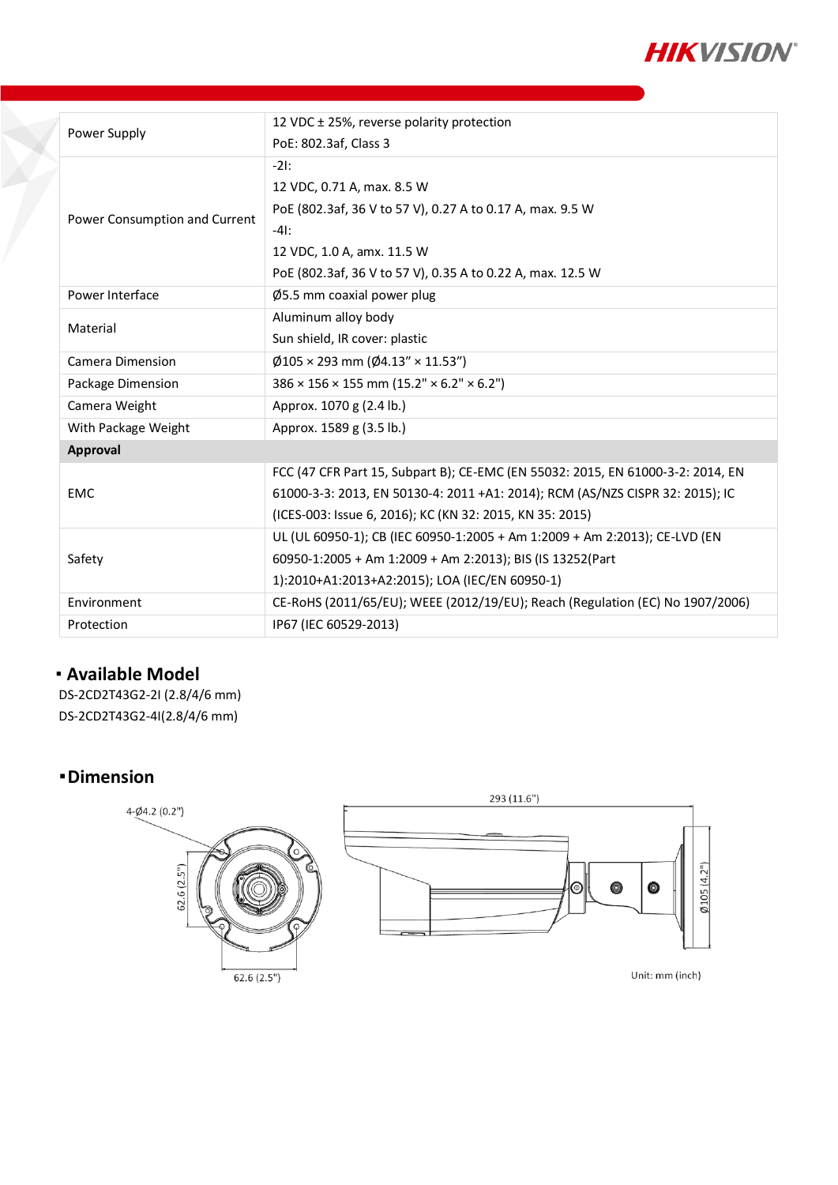| | |
|---|---|
| Power Supply | 12 VDC ± 25%, reverse polarity protection<br>PoE: 802.3af, Class 3 |
| Power Consumption and Current | -2I:<br>12 VDC, 0.71 A, max. 8.5 W<br>PoE (802.3af, 36 V to 57 V), 0.27 A to 0.17 A, max. 9.5 W<br>-4I:<br>12 VDC, 1.0 A, amx. 11.5 W<br>PoE (802.3af, 36 V to 57 V), 0.35 A to 0.22 A, max. 12.5 W |
| Power Interface | Ø5.5 mm coaxial power plug |
| Material | Aluminum alloy body<br>Sun shield, IR cover: plastic |
| Camera Dimension | Ø105 × 293 mm (Ø4.13" × 11.53") |
| Package Dimension | 386 × 156 × 155 mm (15.2" × 6.2" × 6.2") |
| Camera Weight | Approx. 1070 g (2.4 lb.) |
| With Package Weight | Approx. 1589 g (3.5 lb.) |
| **Approval** | |
| EMC | FCC (47 CFR Part 15, Subpart B); CE-EMC (EN 55032: 2015, EN 61000-3-2: 2014, EN 61000-3-3: 2013, EN 50130-4: 2011 +A1: 2014); RCM (AS/NZS CISPR 32: 2015); IC (ICES-003: Issue 6, 2016); KC (KN 32: 2015, KN 35: 2015) |
| Safety | UL (UL 60950-1); CB (IEC 60950-1:2005 + Am 1:2009 + Am 2:2013); CE-LVD (EN 60950-1:2005 + Am 1:2009 + Am 2:2013); BIS (IS 13252(Part 1):2010+A1:2013+A2:2015); LOA (IEC/EN 60950-1) |
| Environment | CE-RoHS (2011/65/EU); WEEE (2012/19/EU); Reach (Regulation (EC) No 1907/2006) |
| Protection | IP67 (IEC 60529-2013) |

## Available Model

DS-2CD2T43G2-2I (2.8/4/6 mm)
DS-2CD2T43G2-4I(2.8/4/6 mm)

## Dimension

4-Ø4.2 (0.2")

62.6 (2.5")

62.6 (2.5")

293 (11.6")

Ø105 (4.2")

Unit: mm (inch)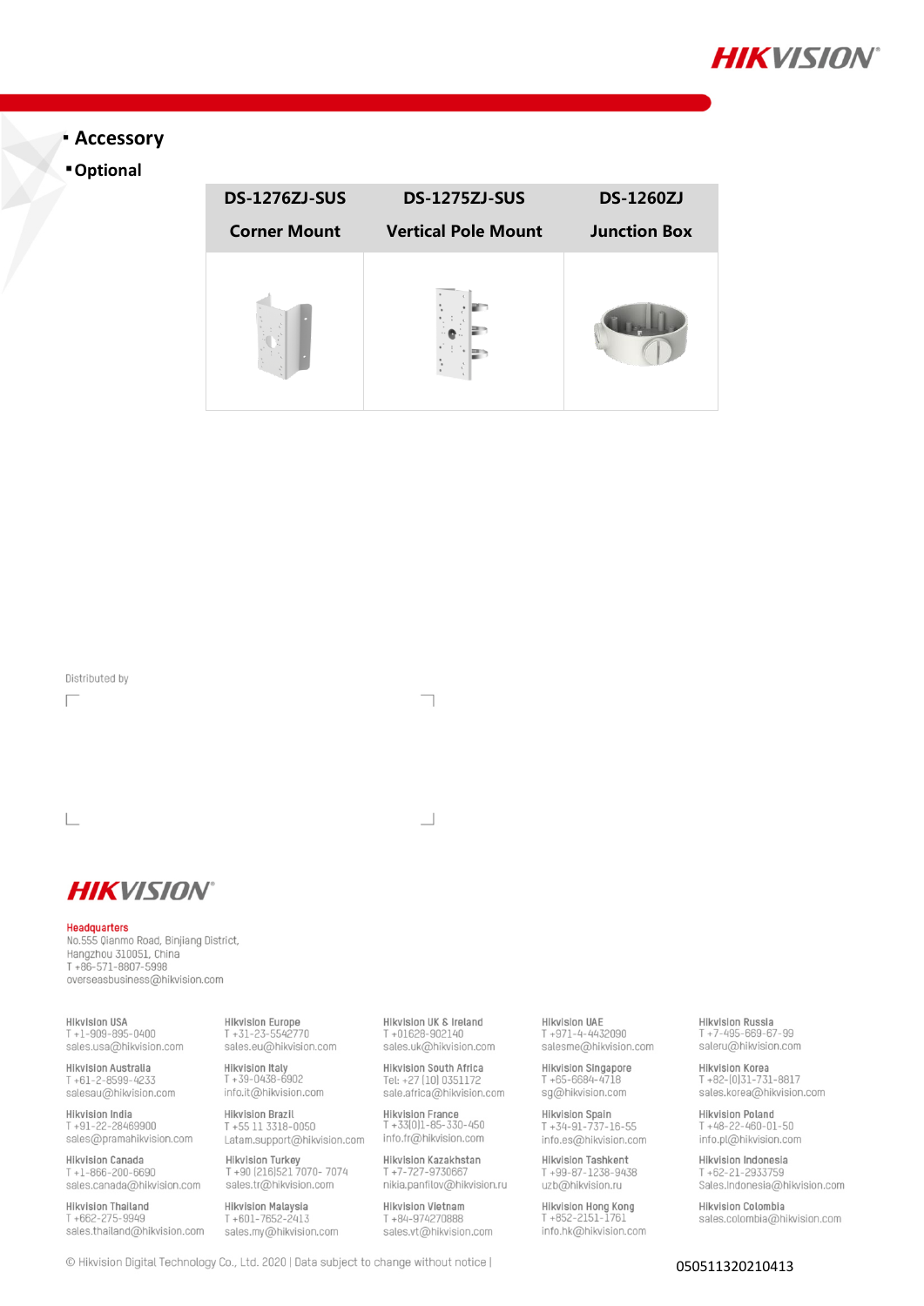## Accessory

### Optional

| DS-1276ZJ-SUS Corner Mount | DS-1275ZJ-SUS Vertical Pole Mount | DS-1260ZJ Junction Box |
| --- | --- | --- |
| | | |

Distributed by

**HIKVISION**

**Headquarters**
No.555 Qianmo Road, Binjiang District,
Hangzhou 310051, China
T +86-571-8807-5998
overseasbusiness@hikvision.com

Hikvision USA
T +1-909-895-0400
sales.usa@hikvision.com

Hikvision Australia
T +61-2-8599-4233
salesau@hikvision.com

Hikvision India
T +91-22-28469900
sales@pramahikvision.com

Hikvision Canada
T +1-866-200-6690
sales.canada@hikvision.com

Hikvision Thailand
T +662-275-9949
sales.thailand@hikvision.com

Hikvision Europe
T +31-23-5542770
sales.eu@hikvision.com

Hikvision Italy
T +39-0438-6902
info.it@hikvision.com

Hikvision Brazil
T +55 11 3318-0050
Latam.support@hikvision.com

Hikvision Turkey
T +90 (216)521 7070- 7074
sales.tr@hikvision.com

Hikvision Malaysia
T +601-7652-2413
sales.my@hikvision.com

Hikvision UK & Ireland
T +01628-902140
sales.uk@hikvision.com

Hikvision South Africa
Tel: +27 (10) 0351172
sale.africa@hikvision.com

Hikvision France
T +33(0)1-85-330-450
info.fr@hikvision.com

Hikvision Kazakhstan
T +7-727-9730667
nikia.panfilov@hikvision.ru

Hikvision Vietnam
T +84-974270888
sales.vt@hikvision.com

Hikvision UAE
T +971-4-4432090
salesme@hikvision.com

Hikvision Singapore
T +65-6684-4718
sg@hikvision.com

Hikvision Spain
T +34-91-737-16-55
info.es@hikvision.com

Hikvision Tashkent
T +99-87-1238-9438
uzb@hikvision.ru

Hikvision Hong Kong
T +852-2151-1761
info.hk@hikvision.com

Hikvision Russia
T +7-495-669-67-99
saleru@hikvision.com

Hikvision Korea
T +82-(0)31-731-8817
sales.korea@hikvision.com

Hikvision Poland
T +48-22-460-01-50
info.pl@hikvision.com

Hikvision Indonesia
T +62-21-2933759
Sales.Indonesia@hikvision.com

Hikvision Colombia
sales.colombia@hikvision.com

© Hikvision Digital Technology Co., Ltd. 2020 | Data subject to change without notice |

050511320210413